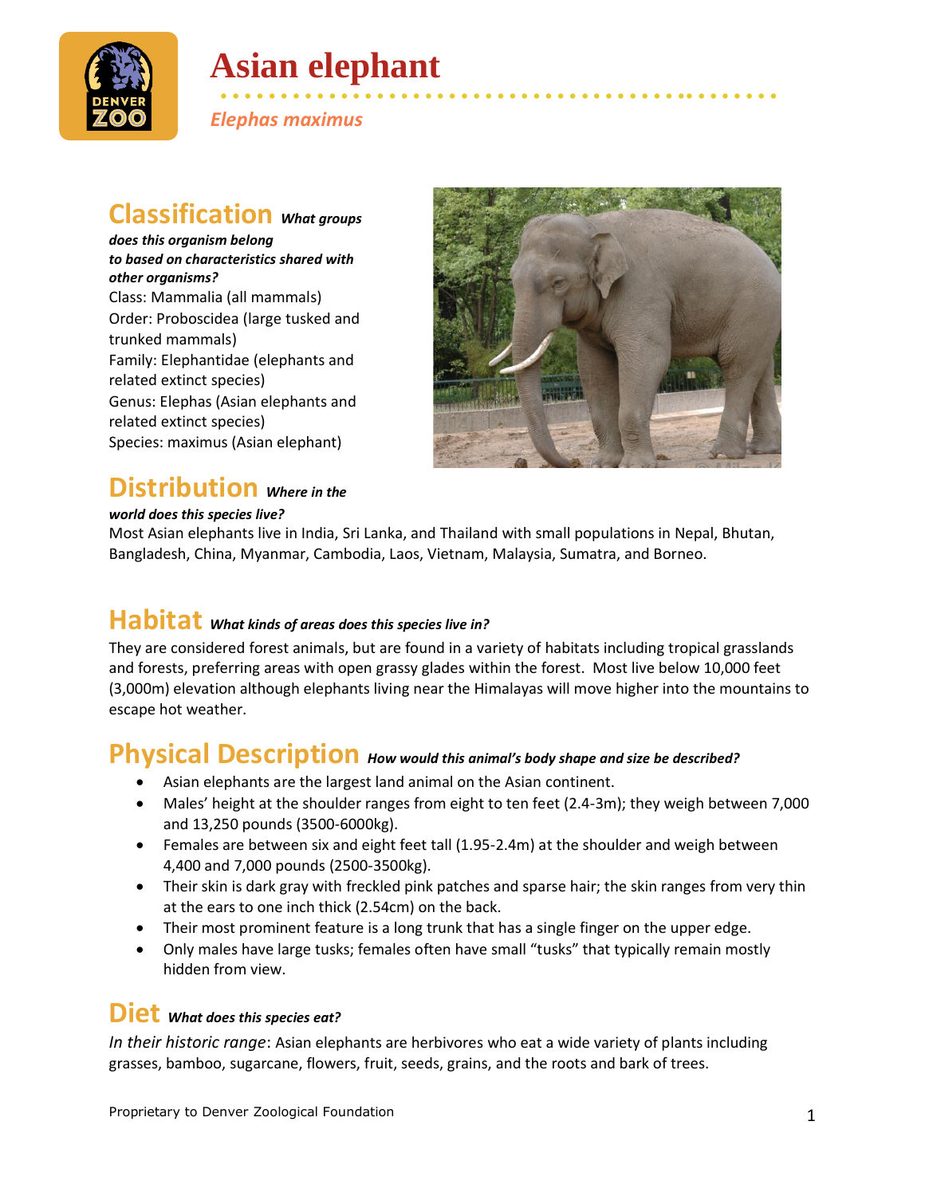# Asian elephant

*Elephas maximus*

## Classification *What groups does this organism belong to based on characteristics shared with other organisms?*

Class: Mammalia (all mammals)
Order: Proboscidea (large tusked and trunked mammals)
Family: Elephantidae (elephants and related extinct species)
Genus: Elephas (Asian elephants and related extinct species)
Species: maximus (Asian elephant)

## Distribution *Where in the world does this species live?*

Most Asian elephants live in India, Sri Lanka, and Thailand with small populations in Nepal, Bhutan, Bangladesh, China, Myanmar, Cambodia, Laos, Vietnam, Malaysia, Sumatra, and Borneo.

## Habitat *What kinds of areas does this species live in?*

They are considered forest animals, but are found in a variety of habitats including tropical grasslands and forests, preferring areas with open grassy glades within the forest. Most live below 10,000 feet (3,000m) elevation although elephants living near the Himalayas will move higher into the mountains to escape hot weather.

## Physical Description *How would this animal's body shape and size be described?*

- Asian elephants are the largest land animal on the Asian continent.
- Males' height at the shoulder ranges from eight to ten feet (2.4-3m); they weigh between 7,000 and 13,250 pounds (3500-6000kg).
- Females are between six and eight feet tall (1.95-2.4m) at the shoulder and weigh between 4,400 and 7,000 pounds (2500-3500kg).
- Their skin is dark gray with freckled pink patches and sparse hair; the skin ranges from very thin at the ears to one inch thick (2.54cm) on the back.
- Their most prominent feature is a long trunk that has a single finger on the upper edge.
- Only males have large tusks; females often have small "tusks" that typically remain mostly hidden from view.

## Diet *What does this species eat?*

*In their historic range*: Asian elephants are herbivores who eat a wide variety of plants including grasses, bamboo, sugarcane, flowers, fruit, seeds, grains, and the roots and bark of trees.

Proprietary to Denver Zoological Foundation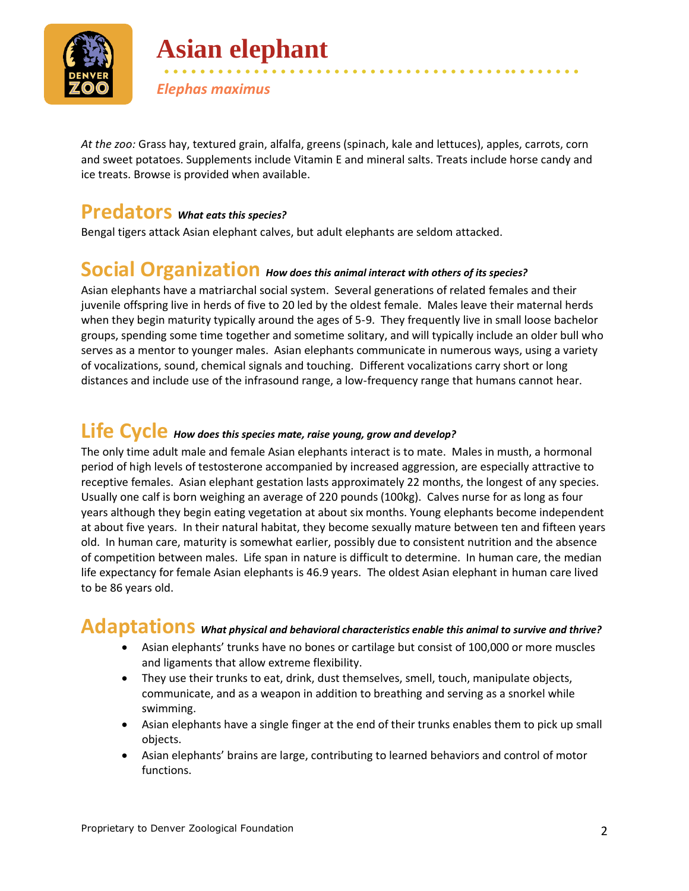*At the zoo:* Grass hay, textured grain, alfalfa, greens (spinach, kale and lettuces), apples, carrots, corn and sweet potatoes. Supplements include Vitamin E and mineral salts. Treats include horse candy and ice treats. Browse is provided when available.

## Predators *What eats this species?*

Bengal tigers attack Asian elephant calves, but adult elephants are seldom attacked.

## Social Organization *How does this animal interact with others of its species?*

Asian elephants have a matriarchal social system. Several generations of related females and their juvenile offspring live in herds of five to 20 led by the oldest female. Males leave their maternal herds when they begin maturity typically around the ages of 5-9. They frequently live in small loose bachelor groups, spending some time together and sometime solitary, and will typically include an older bull who serves as a mentor to younger males. Asian elephants communicate in numerous ways, using a variety of vocalizations, sound, chemical signals and touching. Different vocalizations carry short or long distances and include use of the infrasound range, a low-frequency range that humans cannot hear.

## Life Cycle *How does this species mate, raise young, grow and develop?*

The only time adult male and female Asian elephants interact is to mate. Males in musth, a hormonal period of high levels of testosterone accompanied by increased aggression, are especially attractive to receptive females. Asian elephant gestation lasts approximately 22 months, the longest of any species. Usually one calf is born weighing an average of 220 pounds (100kg). Calves nurse for as long as four years although they begin eating vegetation at about six months. Young elephants become independent at about five years. In their natural habitat, they become sexually mature between ten and fifteen years old. In human care, maturity is somewhat earlier, possibly due to consistent nutrition and the absence of competition between males. Life span in nature is difficult to determine. In human care, the median life expectancy for female Asian elephants is 46.9 years. The oldest Asian elephant in human care lived to be 86 years old.

## Adaptations *What physical and behavioral characteristics enable this animal to survive and thrive?*

- Asian elephants' trunks have no bones or cartilage but consist of 100,000 or more muscles and ligaments that allow extreme flexibility.
- They use their trunks to eat, drink, dust themselves, smell, touch, manipulate objects, communicate, and as a weapon in addition to breathing and serving as a snorkel while swimming.
- Asian elephants have a single finger at the end of their trunks enables them to pick up small objects.
- Asian elephants' brains are large, contributing to learned behaviors and control of motor functions.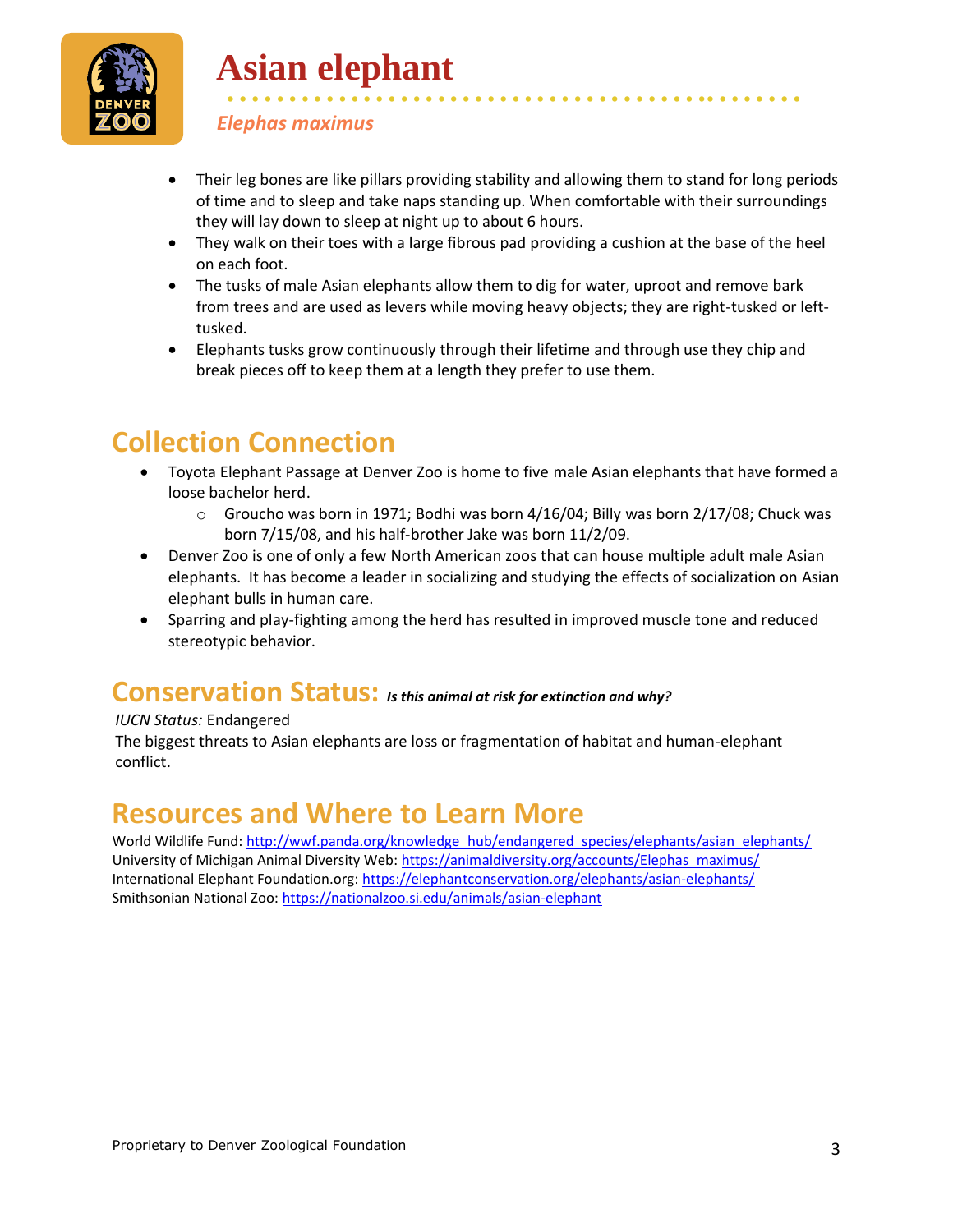# Asian elephant

*Elephas maximus*

- Their leg bones are like pillars providing stability and allowing them to stand for long periods of time and to sleep and take naps standing up. When comfortable with their surroundings they will lay down to sleep at night up to about 6 hours.
- They walk on their toes with a large fibrous pad providing a cushion at the base of the heel on each foot.
- The tusks of male Asian elephants allow them to dig for water, uproot and remove bark from trees and are used as levers while moving heavy objects; they are right-tusked or left-tusked.
- Elephants tusks grow continuously through their lifetime and through use they chip and break pieces off to keep them at a length they prefer to use them.

## Collection Connection

- Toyota Elephant Passage at Denver Zoo is home to five male Asian elephants that have formed a loose bachelor herd.
  - Groucho was born in 1971; Bodhi was born 4/16/04; Billy was born 2/17/08; Chuck was born 7/15/08, and his half-brother Jake was born 11/2/09.
- Denver Zoo is one of only a few North American zoos that can house multiple adult male Asian elephants. It has become a leader in socializing and studying the effects of socialization on Asian elephant bulls in human care.
- Sparring and play-fighting among the herd has resulted in improved muscle tone and reduced stereotypic behavior.

## Conservation Status: ***Is this animal at risk for extinction and why?***

*IUCN Status:* Endangered

The biggest threats to Asian elephants are loss or fragmentation of habitat and human-elephant conflict.

## Resources and Where to Learn More

World Wildlife Fund: http://wwf.panda.org/knowledge_hub/endangered_species/elephants/asian_elephants/
University of Michigan Animal Diversity Web: https://animaldiversity.org/accounts/Elephas_maximus/
International Elephant Foundation.org: https://elephantconservation.org/elephants/asian-elephants/
Smithsonian National Zoo: https://nationalzoo.si.edu/animals/asian-elephant

Proprietary to Denver Zoological Foundation